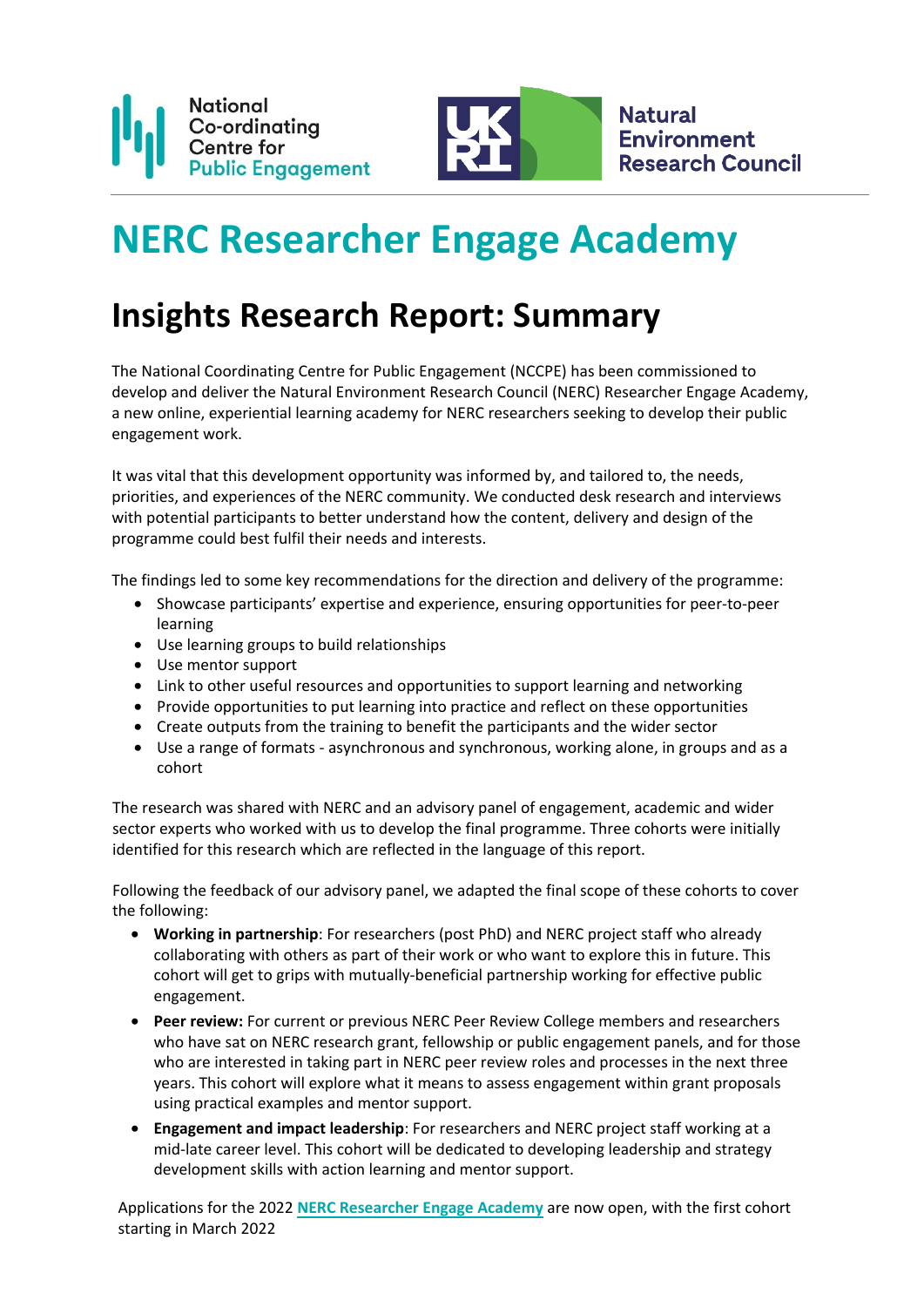National Co-ordinating Centre for Public Engagement

UKRI Natural Environment Research Council

# NERC Researcher Engage Academy

## Insights Research Report: Summary

The National Coordinating Centre for Public Engagement (NCCPE) has been commissioned to develop and deliver the Natural Environment Research Council (NERC) Researcher Engage Academy, a new online, experiential learning academy for NERC researchers seeking to develop their public engagement work.

It was vital that this development opportunity was informed by, and tailored to, the needs, priorities, and experiences of the NERC community. We conducted desk research and interviews with potential participants to better understand how the content, delivery and design of the programme could best fulfil their needs and interests.

The findings led to some key recommendations for the direction and delivery of the programme:

- Showcase participants' expertise and experience, ensuring opportunities for peer-to-peer learning
- Use learning groups to build relationships
- Use mentor support
- Link to other useful resources and opportunities to support learning and networking
- Provide opportunities to put learning into practice and reflect on these opportunities
- Create outputs from the training to benefit the participants and the wider sector
- Use a range of formats - asynchronous and synchronous, working alone, in groups and as a cohort

The research was shared with NERC and an advisory panel of engagement, academic and wider sector experts who worked with us to develop the final programme. Three cohorts were initially identified for this research which are reflected in the language of this report.

Following the feedback of our advisory panel, we adapted the final scope of these cohorts to cover the following:

- **Working in partnership**: For researchers (post PhD) and NERC project staff who already collaborating with others as part of their work or who want to explore this in future. This cohort will get to grips with mutually-beneficial partnership working for effective public engagement.
- **Peer review:** For current or previous NERC Peer Review College members and researchers who have sat on NERC research grant, fellowship or public engagement panels, and for those who are interested in taking part in NERC peer review roles and processes in the next three years. This cohort will explore what it means to assess engagement within grant proposals using practical examples and mentor support.
- **Engagement and impact leadership**: For researchers and NERC project staff working at a mid-late career level. This cohort will be dedicated to developing leadership and strategy development skills with action learning and mentor support.

Applications for the 2022 **NERC Researcher Engage Academy** are now open, with the first cohort starting in March 2022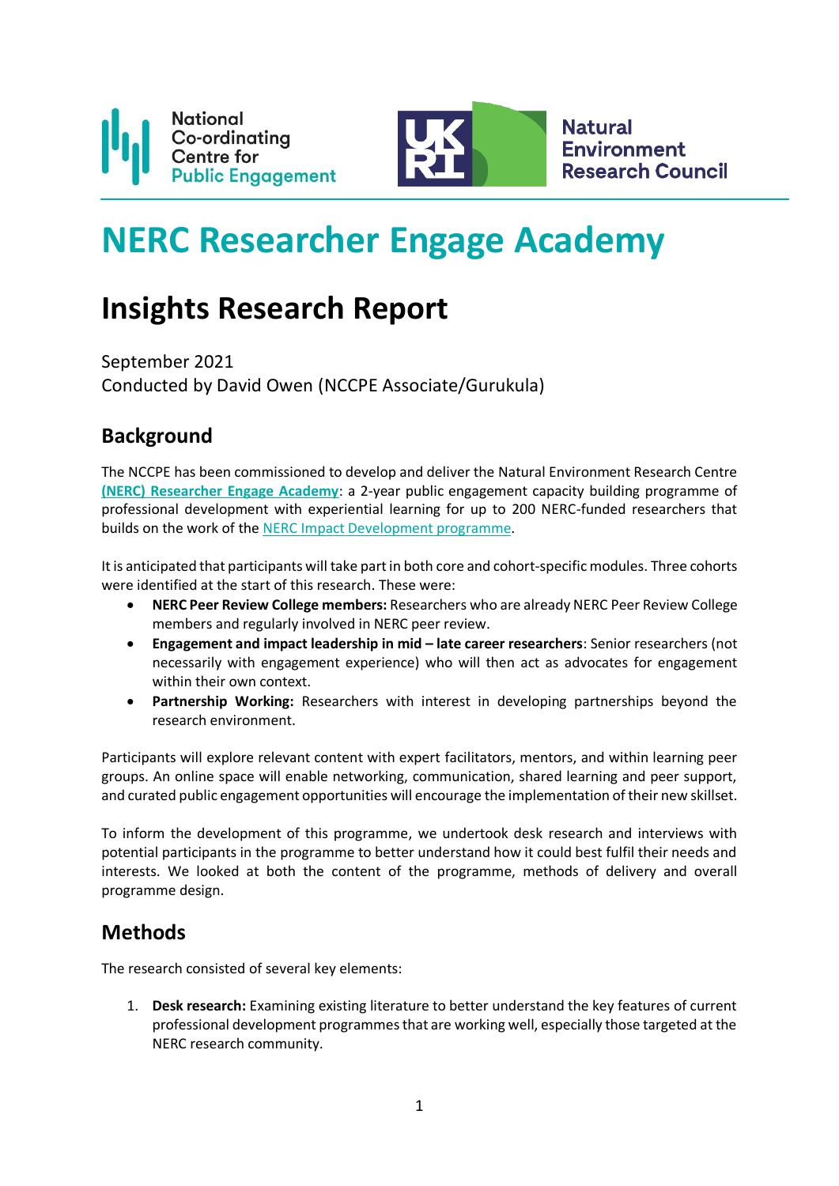National Co-ordinating Centre for Public Engagement

Natural Environment Research Council

# NERC Researcher Engage Academy

# Insights Research Report

September 2021
Conducted by David Owen (NCCPE Associate/Gurukula)

## Background

The NCCPE has been commissioned to develop and deliver the Natural Environment Research Centre **(NERC) Researcher Engage Academy**: a 2-year public engagement capacity building programme of professional development with experiential learning for up to 200 NERC-funded researchers that builds on the work of the NERC Impact Development programme.

It is anticipated that participants will take part in both core and cohort-specific modules. Three cohorts were identified at the start of this research. These were:

- **NERC Peer Review College members:** Researchers who are already NERC Peer Review College members and regularly involved in NERC peer review.
- **Engagement and impact leadership in mid – late career researchers**: Senior researchers (not necessarily with engagement experience) who will then act as advocates for engagement within their own context.
- **Partnership Working:** Researchers with interest in developing partnerships beyond the research environment.

Participants will explore relevant content with expert facilitators, mentors, and within learning peer groups. An online space will enable networking, communication, shared learning and peer support, and curated public engagement opportunities will encourage the implementation of their new skillset.

To inform the development of this programme, we undertook desk research and interviews with potential participants in the programme to better understand how it could best fulfil their needs and interests. We looked at both the content of the programme, methods of delivery and overall programme design.

## Methods

The research consisted of several key elements:

1. **Desk research:** Examining existing literature to better understand the key features of current professional development programmes that are working well, especially those targeted at the NERC research community.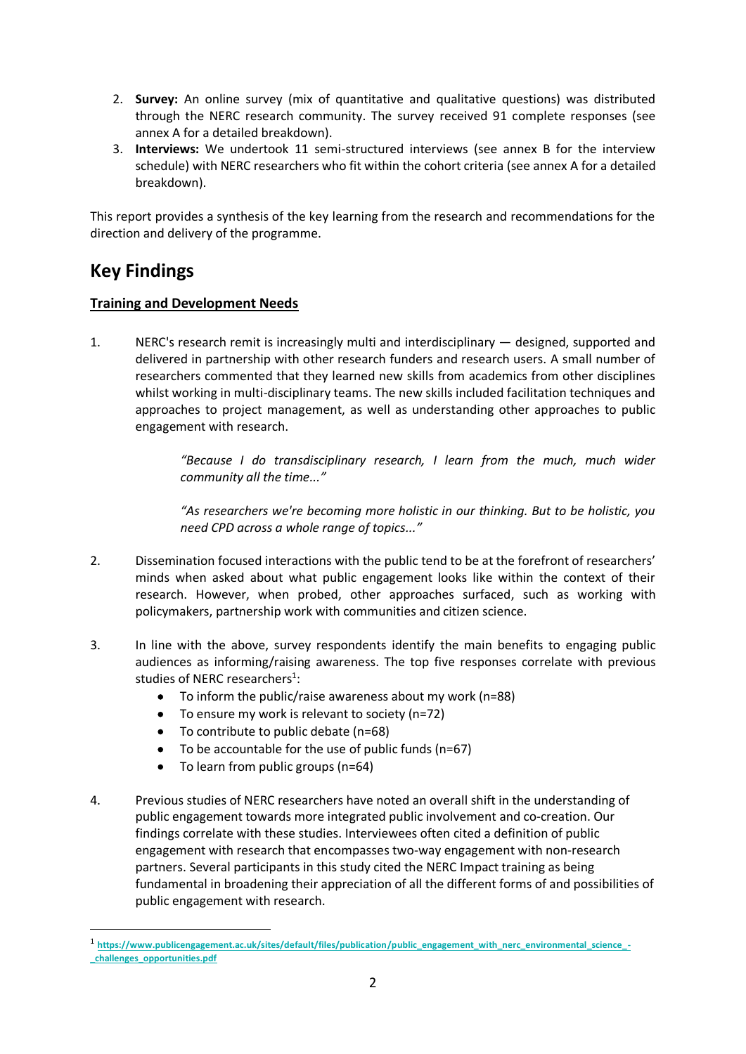2. **Survey:** An online survey (mix of quantitative and qualitative questions) was distributed through the NERC research community. The survey received 91 complete responses (see annex A for a detailed breakdown).
3. **Interviews:** We undertook 11 semi-structured interviews (see annex B for the interview schedule) with NERC researchers who fit within the cohort criteria (see annex A for a detailed breakdown).

This report provides a synthesis of the key learning from the research and recommendations for the direction and delivery of the programme.

## Key Findings

### Training and Development Needs

1. NERC's research remit is increasingly multi and interdisciplinary — designed, supported and delivered in partnership with other research funders and research users. A small number of researchers commented that they learned new skills from academics from other disciplines whilst working in multi-disciplinary teams. The new skills included facilitation techniques and approaches to project management, as well as understanding other approaches to public engagement with research.

   > *"Because I do transdisciplinary research, I learn from the much, much wider community all the time..."*
   >
   > *"As researchers we're becoming more holistic in our thinking. But to be holistic, you need CPD across a whole range of topics..."*

2. Dissemination focused interactions with the public tend to be at the forefront of researchers' minds when asked about what public engagement looks like within the context of their research. However, when probed, other approaches surfaced, such as working with policymakers, partnership work with communities and citizen science.

3. In line with the above, survey respondents identify the main benefits to engaging public audiences as informing/raising awareness. The top five responses correlate with previous studies of NERC researchers[1]:
   - To inform the public/raise awareness about my work (n=88)
   - To ensure my work is relevant to society (n=72)
   - To contribute to public debate (n=68)
   - To be accountable for the use of public funds (n=67)
   - To learn from public groups (n=64)

4. Previous studies of NERC researchers have noted an overall shift in the understanding of public engagement towards more integrated public involvement and co-creation. Our findings correlate with these studies. Interviewees often cited a definition of public engagement with research that encompasses two-way engagement with non-research partners. Several participants in this study cited the NERC Impact training as being fundamental in broadening their appreciation of all the different forms of and possibilities of public engagement with research.

[1] https://www.publicengagement.ac.uk/sites/default/files/publication/public_engagement_with_nerc_environmental_science_-_challenges_opportunities.pdf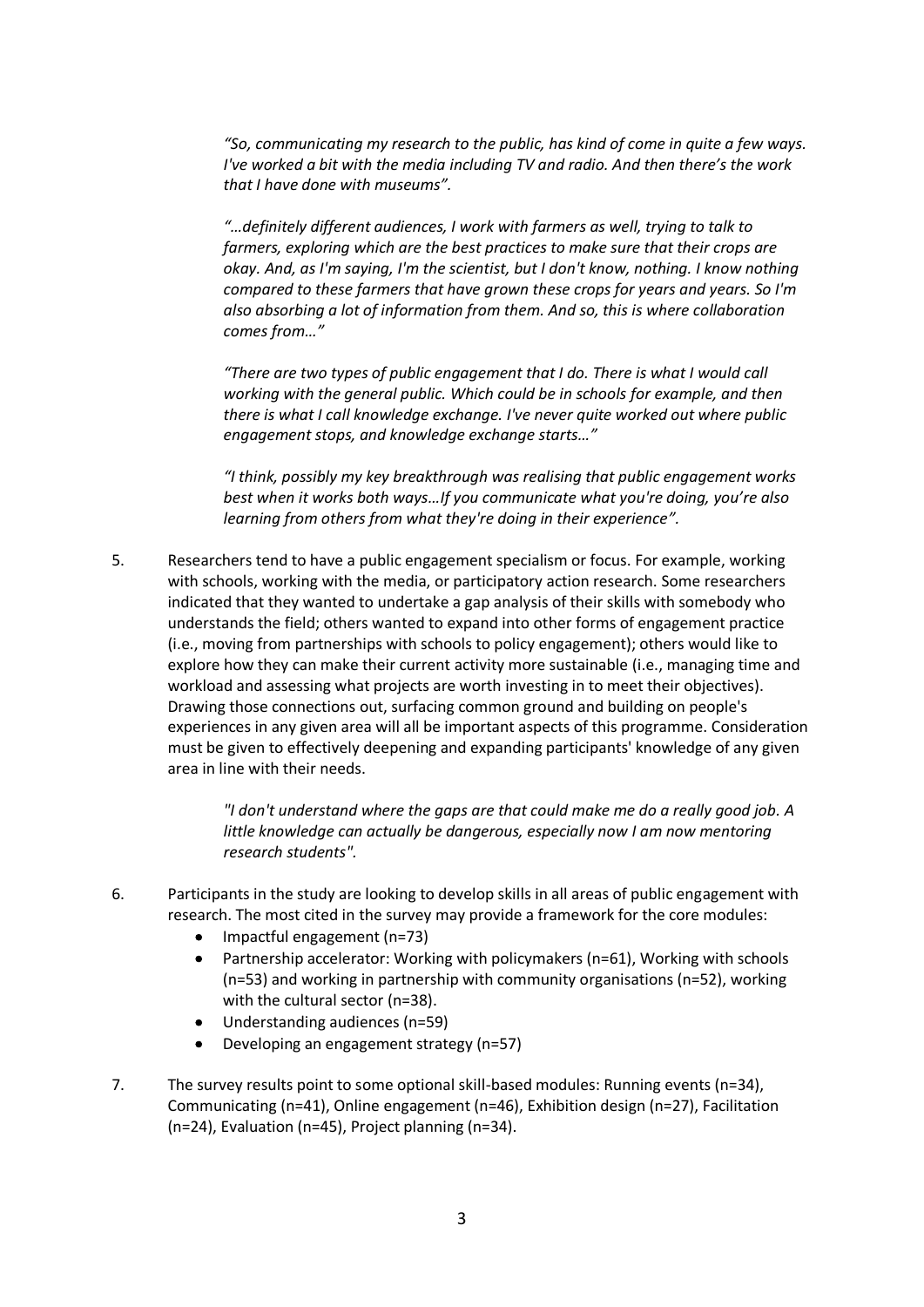*"So, communicating my research to the public, has kind of come in quite a few ways. I've worked a bit with the media including TV and radio. And then there's the work that I have done with museums".*

*"…definitely different audiences, I work with farmers as well, trying to talk to farmers, exploring which are the best practices to make sure that their crops are okay. And, as I'm saying, I'm the scientist, but I don't know, nothing. I know nothing compared to these farmers that have grown these crops for years and years. So I'm also absorbing a lot of information from them. And so, this is where collaboration comes from…"*

*"There are two types of public engagement that I do. There is what I would call working with the general public. Which could be in schools for example, and then there is what I call knowledge exchange. I've never quite worked out where public engagement stops, and knowledge exchange starts…"*

*"I think, possibly my key breakthrough was realising that public engagement works best when it works both ways…If you communicate what you're doing, you're also learning from others from what they're doing in their experience".*

5. Researchers tend to have a public engagement specialism or focus. For example, working with schools, working with the media, or participatory action research. Some researchers indicated that they wanted to undertake a gap analysis of their skills with somebody who understands the field; others wanted to expand into other forms of engagement practice (i.e., moving from partnerships with schools to policy engagement); others would like to explore how they can make their current activity more sustainable (i.e., managing time and workload and assessing what projects are worth investing in to meet their objectives). Drawing those connections out, surfacing common ground and building on people's experiences in any given area will all be important aspects of this programme. Consideration must be given to effectively deepening and expanding participants' knowledge of any given area in line with their needs.

   *"I don't understand where the gaps are that could make me do a really good job. A little knowledge can actually be dangerous, especially now I am now mentoring research students".*

6. Participants in the study are looking to develop skills in all areas of public engagement with research. The most cited in the survey may provide a framework for the core modules:
   - Impactful engagement (n=73)
   - Partnership accelerator: Working with policymakers (n=61), Working with schools (n=53) and working in partnership with community organisations (n=52), working with the cultural sector (n=38).
   - Understanding audiences (n=59)
   - Developing an engagement strategy (n=57)

7. The survey results point to some optional skill-based modules: Running events (n=34), Communicating (n=41), Online engagement (n=46), Exhibition design (n=27), Facilitation (n=24), Evaluation (n=45), Project planning (n=34).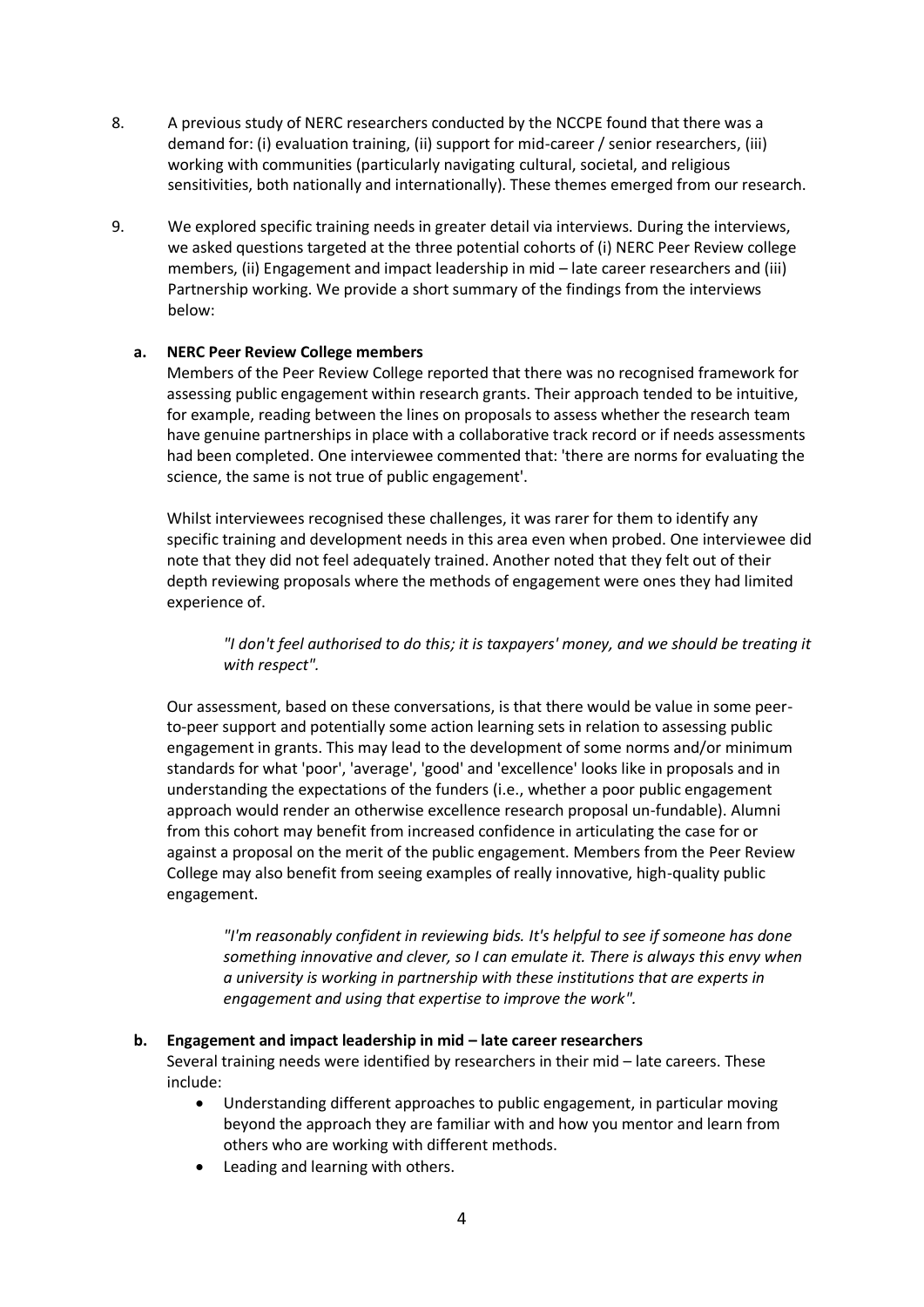8. A previous study of NERC researchers conducted by the NCCPE found that there was a demand for: (i) evaluation training, (ii) support for mid-career / senior researchers, (iii) working with communities (particularly navigating cultural, societal, and religious sensitivities, both nationally and internationally). These themes emerged from our research.

9. We explored specific training needs in greater detail via interviews. During the interviews, we asked questions targeted at the three potential cohorts of (i) NERC Peer Review college members, (ii) Engagement and impact leadership in mid – late career researchers and (iii) Partnership working. We provide a short summary of the findings from the interviews below:

   **a. NERC Peer Review College members**

   Members of the Peer Review College reported that there was no recognised framework for assessing public engagement within research grants. Their approach tended to be intuitive, for example, reading between the lines on proposals to assess whether the research team have genuine partnerships in place with a collaborative track record or if needs assessments had been completed. One interviewee commented that: 'there are norms for evaluating the science, the same is not true of public engagement'.

   Whilst interviewees recognised these challenges, it was rarer for them to identify any specific training and development needs in this area even when probed. One interviewee did note that they did not feel adequately trained. Another noted that they felt out of their depth reviewing proposals where the methods of engagement were ones they had limited experience of.

   > *"I don't feel authorised to do this; it is taxpayers' money, and we should be treating it with respect".*

   Our assessment, based on these conversations, is that there would be value in some peer-to-peer support and potentially some action learning sets in relation to assessing public engagement in grants. This may lead to the development of some norms and/or minimum standards for what 'poor', 'average', 'good' and 'excellence' looks like in proposals and in understanding the expectations of the funders (i.e., whether a poor public engagement approach would render an otherwise excellence research proposal un-fundable). Alumni from this cohort may benefit from increased confidence in articulating the case for or against a proposal on the merit of the public engagement. Members from the Peer Review College may also benefit from seeing examples of really innovative, high-quality public engagement.

   > *"I'm reasonably confident in reviewing bids. It's helpful to see if someone has done something innovative and clever, so I can emulate it. There is always this envy when a university is working in partnership with these institutions that are experts in engagement and using that expertise to improve the work".*

   **b. Engagement and impact leadership in mid – late career researchers**

   Several training needs were identified by researchers in their mid – late careers. These include:

   - Understanding different approaches to public engagement, in particular moving beyond the approach they are familiar with and how you mentor and learn from others who are working with different methods.
   - Leading and learning with others.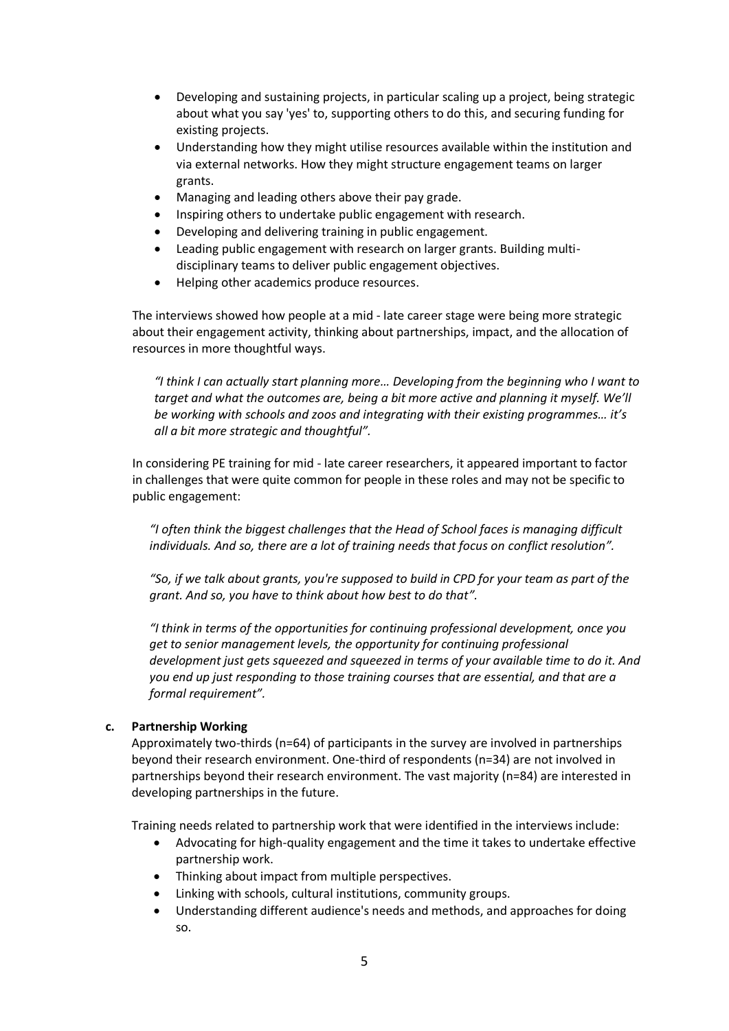- Developing and sustaining projects, in particular scaling up a project, being strategic about what you say 'yes' to, supporting others to do this, and securing funding for existing projects.
- Understanding how they might utilise resources available within the institution and via external networks. How they might structure engagement teams on larger grants.
- Managing and leading others above their pay grade.
- Inspiring others to undertake public engagement with research.
- Developing and delivering training in public engagement.
- Leading public engagement with research on larger grants. Building multi-disciplinary teams to deliver public engagement objectives.
- Helping other academics produce resources.

The interviews showed how people at a mid - late career stage were being more strategic about their engagement activity, thinking about partnerships, impact, and the allocation of resources in more thoughtful ways.

> *"I think I can actually start planning more… Developing from the beginning who I want to target and what the outcomes are, being a bit more active and planning it myself. We'll be working with schools and zoos and integrating with their existing programmes… it's all a bit more strategic and thoughtful".*

In considering PE training for mid - late career researchers, it appeared important to factor in challenges that were quite common for people in these roles and may not be specific to public engagement:

> *"I often think the biggest challenges that the Head of School faces is managing difficult individuals. And so, there are a lot of training needs that focus on conflict resolution".*

> *"So, if we talk about grants, you're supposed to build in CPD for your team as part of the grant. And so, you have to think about how best to do that".*

> *"I think in terms of the opportunities for continuing professional development, once you get to senior management levels, the opportunity for continuing professional development just gets squeezed and squeezed in terms of your available time to do it. And you end up just responding to those training courses that are essential, and that are a formal requirement".*

**c. Partnership Working**

Approximately two-thirds (n=64) of participants in the survey are involved in partnerships beyond their research environment. One-third of respondents (n=34) are not involved in partnerships beyond their research environment. The vast majority (n=84) are interested in developing partnerships in the future.

Training needs related to partnership work that were identified in the interviews include:

- Advocating for high-quality engagement and the time it takes to undertake effective partnership work.
- Thinking about impact from multiple perspectives.
- Linking with schools, cultural institutions, community groups.
- Understanding different audience's needs and methods, and approaches for doing so.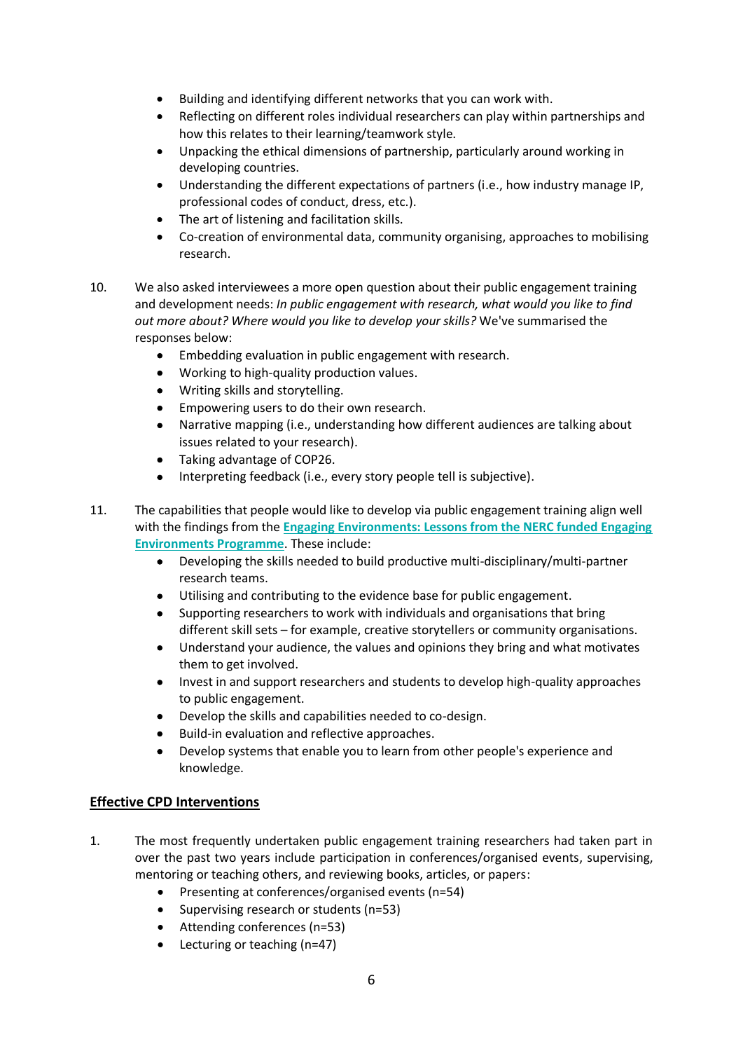- Building and identifying different networks that you can work with.
- Reflecting on different roles individual researchers can play within partnerships and how this relates to their learning/teamwork style.
- Unpacking the ethical dimensions of partnership, particularly around working in developing countries.
- Understanding the different expectations of partners (i.e., how industry manage IP, professional codes of conduct, dress, etc.).
- The art of listening and facilitation skills.
- Co-creation of environmental data, community organising, approaches to mobilising research.

10. We also asked interviewees a more open question about their public engagement training and development needs: *In public engagement with research, what would you like to find out more about? Where would you like to develop your skills?* We've summarised the responses below:
    - Embedding evaluation in public engagement with research.
    - Working to high-quality production values.
    - Writing skills and storytelling.
    - Empowering users to do their own research.
    - Narrative mapping (i.e., understanding how different audiences are talking about issues related to your research).
    - Taking advantage of COP26.
    - Interpreting feedback (i.e., every story people tell is subjective).

11. The capabilities that people would like to develop via public engagement training align well with the findings from the **Engaging Environments: Lessons from the NERC funded Engaging Environments Programme**. These include:
    - Developing the skills needed to build productive multi-disciplinary/multi-partner research teams.
    - Utilising and contributing to the evidence base for public engagement.
    - Supporting researchers to work with individuals and organisations that bring different skill sets – for example, creative storytellers or community organisations.
    - Understand your audience, the values and opinions they bring and what motivates them to get involved.
    - Invest in and support researchers and students to develop high-quality approaches to public engagement.
    - Develop the skills and capabilities needed to co-design.
    - Build-in evaluation and reflective approaches.
    - Develop systems that enable you to learn from other people's experience and knowledge.

## Effective CPD Interventions

1. The most frequently undertaken public engagement training researchers had taken part in over the past two years include participation in conferences/organised events, supervising, mentoring or teaching others, and reviewing books, articles, or papers:
    - Presenting at conferences/organised events (n=54)
    - Supervising research or students (n=53)
    - Attending conferences (n=53)
    - Lecturing or teaching (n=47)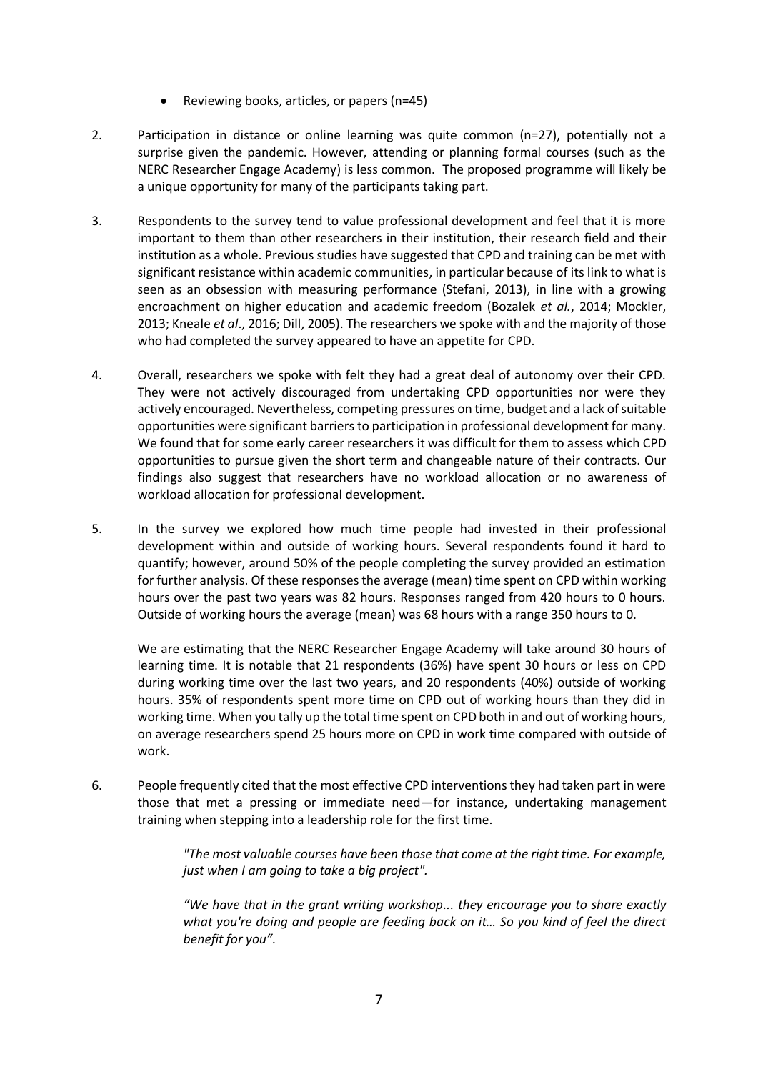- Reviewing books, articles, or papers (n=45)

2. Participation in distance or online learning was quite common (n=27), potentially not a surprise given the pandemic. However, attending or planning formal courses (such as the NERC Researcher Engage Academy) is less common. The proposed programme will likely be a unique opportunity for many of the participants taking part.

3. Respondents to the survey tend to value professional development and feel that it is more important to them than other researchers in their institution, their research field and their institution as a whole. Previous studies have suggested that CPD and training can be met with significant resistance within academic communities, in particular because of its link to what is seen as an obsession with measuring performance (Stefani, 2013), in line with a growing encroachment on higher education and academic freedom (Bozalek *et al.*, 2014; Mockler, 2013; Kneale *et al*., 2016; Dill, 2005). The researchers we spoke with and the majority of those who had completed the survey appeared to have an appetite for CPD.

4. Overall, researchers we spoke with felt they had a great deal of autonomy over their CPD. They were not actively discouraged from undertaking CPD opportunities nor were they actively encouraged. Nevertheless, competing pressures on time, budget and a lack of suitable opportunities were significant barriers to participation in professional development for many. We found that for some early career researchers it was difficult for them to assess which CPD opportunities to pursue given the short term and changeable nature of their contracts. Our findings also suggest that researchers have no workload allocation or no awareness of workload allocation for professional development.

5. In the survey we explored how much time people had invested in their professional development within and outside of working hours. Several respondents found it hard to quantify; however, around 50% of the people completing the survey provided an estimation for further analysis. Of these responses the average (mean) time spent on CPD within working hours over the past two years was 82 hours. Responses ranged from 420 hours to 0 hours. Outside of working hours the average (mean) was 68 hours with a range 350 hours to 0.

   We are estimating that the NERC Researcher Engage Academy will take around 30 hours of learning time. It is notable that 21 respondents (36%) have spent 30 hours or less on CPD during working time over the last two years, and 20 respondents (40%) outside of working hours. 35% of respondents spent more time on CPD out of working hours than they did in working time. When you tally up the total time spent on CPD both in and out of working hours, on average researchers spend 25 hours more on CPD in work time compared with outside of work.

6. People frequently cited that the most effective CPD interventions they had taken part in were those that met a pressing or immediate need—for instance, undertaking management training when stepping into a leadership role for the first time.

   > *"The most valuable courses have been those that come at the right time. For example, just when I am going to take a big project".*

   > *"We have that in the grant writing workshop... they encourage you to share exactly what you're doing and people are feeding back on it… So you kind of feel the direct benefit for you".*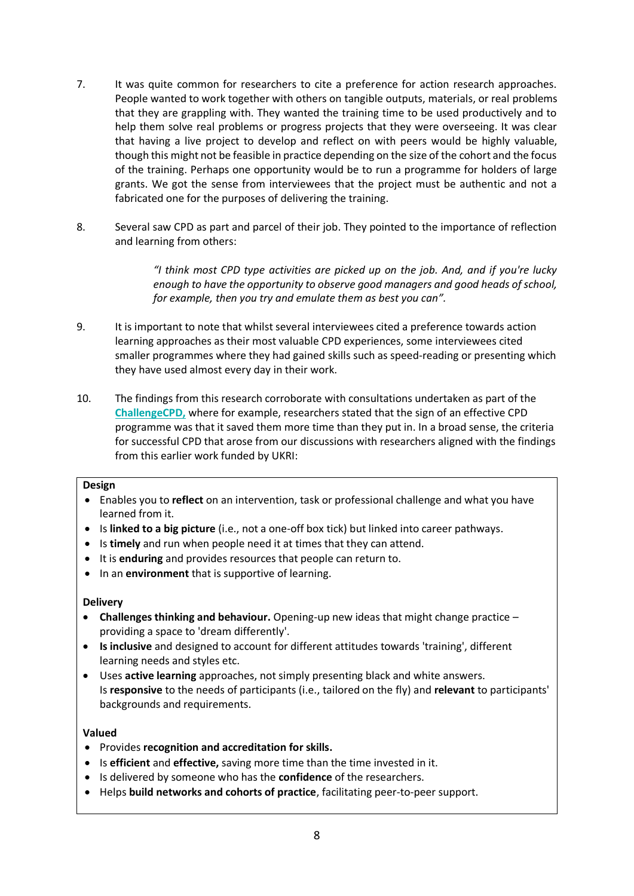7. It was quite common for researchers to cite a preference for action research approaches. People wanted to work together with others on tangible outputs, materials, or real problems that they are grappling with. They wanted the training time to be used productively and to help them solve real problems or progress projects that they were overseeing. It was clear that having a live project to develop and reflect on with peers would be highly valuable, though this might not be feasible in practice depending on the size of the cohort and the focus of the training. Perhaps one opportunity would be to run a programme for holders of large grants. We got the sense from interviewees that the project must be authentic and not a fabricated one for the purposes of delivering the training.

8. Several saw CPD as part and parcel of their job. They pointed to the importance of reflection and learning from others:

> *"I think most CPD type activities are picked up on the job. And, and if you're lucky enough to have the opportunity to observe good managers and good heads of school, for example, then you try and emulate them as best you can".*

9. It is important to note that whilst several interviewees cited a preference towards action learning approaches as their most valuable CPD experiences, some interviewees cited smaller programmes where they had gained skills such as speed-reading or presenting which they have used almost every day in their work.

10. The findings from this research corroborate with consultations undertaken as part of the **ChallengeCPD,** where for example, researchers stated that the sign of an effective CPD programme was that it saved them more time than they put in. In a broad sense, the criteria for successful CPD that arose from our discussions with researchers aligned with the findings from this earlier work funded by UKRI:

**Design**

- Enables you to **reflect** on an intervention, task or professional challenge and what you have learned from it.
- Is **linked to a big picture** (i.e., not a one-off box tick) but linked into career pathways.
- Is **timely** and run when people need it at times that they can attend.
- It is **enduring** and provides resources that people can return to.
- In an **environment** that is supportive of learning.

**Delivery**

- **Challenges thinking and behaviour.** Opening-up new ideas that might change practice – providing a space to 'dream differently'.
- **Is inclusive** and designed to account for different attitudes towards 'training', different learning needs and styles etc.
- Uses **active learning** approaches, not simply presenting black and white answers. Is **responsive** to the needs of participants (i.e., tailored on the fly) and **relevant** to participants' backgrounds and requirements.

**Valued**

- Provides **recognition and accreditation for skills.**
- Is **efficient** and **effective,** saving more time than the time invested in it.
- Is delivered by someone who has the **confidence** of the researchers.
- Helps **build networks and cohorts of practice**, facilitating peer-to-peer support.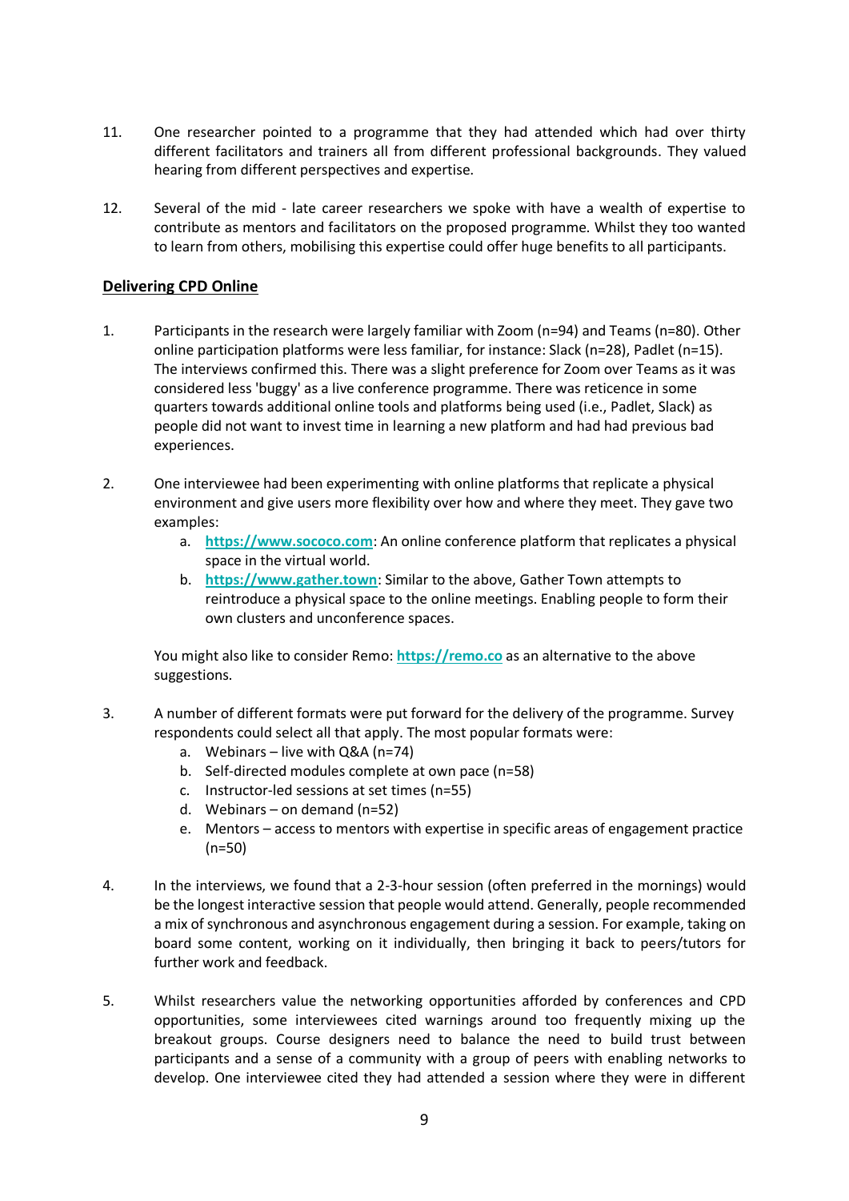11. One researcher pointed to a programme that they had attended which had over thirty different facilitators and trainers all from different professional backgrounds. They valued hearing from different perspectives and expertise.

12. Several of the mid - late career researchers we spoke with have a wealth of expertise to contribute as mentors and facilitators on the proposed programme. Whilst they too wanted to learn from others, mobilising this expertise could offer huge benefits to all participants.

## Delivering CPD Online

1. Participants in the research were largely familiar with Zoom (n=94) and Teams (n=80). Other online participation platforms were less familiar, for instance: Slack (n=28), Padlet (n=15). The interviews confirmed this. There was a slight preference for Zoom over Teams as it was considered less 'buggy' as a live conference programme. There was reticence in some quarters towards additional online tools and platforms being used (i.e., Padlet, Slack) as people did not want to invest time in learning a new platform and had had previous bad experiences.

2. One interviewee had been experimenting with online platforms that replicate a physical environment and give users more flexibility over how and where they meet. They gave two examples:
   a. [https://www.sococo.com](https://www.sococo.com): An online conference platform that replicates a physical space in the virtual world.
   b. [https://www.gather.town](https://www.gather.town): Similar to the above, Gather Town attempts to reintroduce a physical space to the online meetings. Enabling people to form their own clusters and unconference spaces.

   You might also like to consider Remo: [https://remo.co](https://remo.co) as an alternative to the above suggestions.

3. A number of different formats were put forward for the delivery of the programme. Survey respondents could select all that apply. The most popular formats were:
   a. Webinars – live with Q&A (n=74)
   b. Self-directed modules complete at own pace (n=58)
   c. Instructor-led sessions at set times (n=55)
   d. Webinars – on demand (n=52)
   e. Mentors – access to mentors with expertise in specific areas of engagement practice (n=50)

4. In the interviews, we found that a 2-3-hour session (often preferred in the mornings) would be the longest interactive session that people would attend. Generally, people recommended a mix of synchronous and asynchronous engagement during a session. For example, taking on board some content, working on it individually, then bringing it back to peers/tutors for further work and feedback.

5. Whilst researchers value the networking opportunities afforded by conferences and CPD opportunities, some interviewees cited warnings around too frequently mixing up the breakout groups. Course designers need to balance the need to build trust between participants and a sense of a community with a group of peers with enabling networks to develop. One interviewee cited they had attended a session where they were in different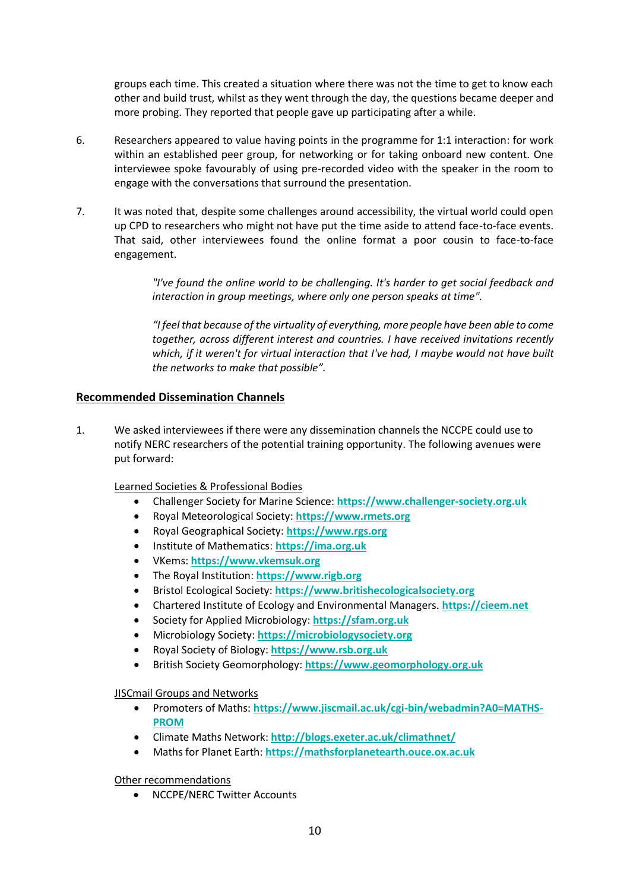groups each time. This created a situation where there was not the time to get to know each other and build trust, whilst as they went through the day, the questions became deeper and more probing. They reported that people gave up participating after a while.

6. Researchers appeared to value having points in the programme for 1:1 interaction: for work within an established peer group, for networking or for taking onboard new content. One interviewee spoke favourably of using pre-recorded video with the speaker in the room to engage with the conversations that surround the presentation.

7. It was noted that, despite some challenges around accessibility, the virtual world could open up CPD to researchers who might not have put the time aside to attend face-to-face events. That said, other interviewees found the online format a poor cousin to face-to-face engagement.

> *"I've found the online world to be challenging. It's harder to get social feedback and interaction in group meetings, where only one person speaks at time".*
>
> *"I feel that because of the virtuality of everything, more people have been able to come together, across different interest and countries. I have received invitations recently which, if it weren't for virtual interaction that I've had, I maybe would not have built the networks to make that possible".*

## Recommended Dissemination Channels

1. We asked interviewees if there were any dissemination channels the NCCPE could use to notify NERC researchers of the potential training opportunity. The following avenues were put forward:

Learned Societies & Professional Bodies

- Challenger Society for Marine Science: **https://www.challenger-society.org.uk**
- Royal Meteorological Society: **https://www.rmets.org**
- Royal Geographical Society: **https://www.rgs.org**
- Institute of Mathematics: **https://ima.org.uk**
- VKems: **https://www.vkemsuk.org**
- The Royal Institution: **https://www.rigb.org**
- Bristol Ecological Society: **https://www.britishecologicalsociety.org**
- Chartered Institute of Ecology and Environmental Managers. **https://cieem.net**
- Society for Applied Microbiology: **https://sfam.org.uk**
- Microbiology Society: **https://microbiologysociety.org**
- Royal Society of Biology: **https://www.rsb.org.uk**
- British Society Geomorphology: **https://www.geomorphology.org.uk**

JISCmail Groups and Networks

- Promoters of Maths: **https://www.jiscmail.ac.uk/cgi-bin/webadmin?A0=MATHS-PROM**
- Climate Maths Network: **http://blogs.exeter.ac.uk/climathnet/**
- Maths for Planet Earth: **https://mathsforplanetearth.ouce.ox.ac.uk**

Other recommendations

- NCCPE/NERC Twitter Accounts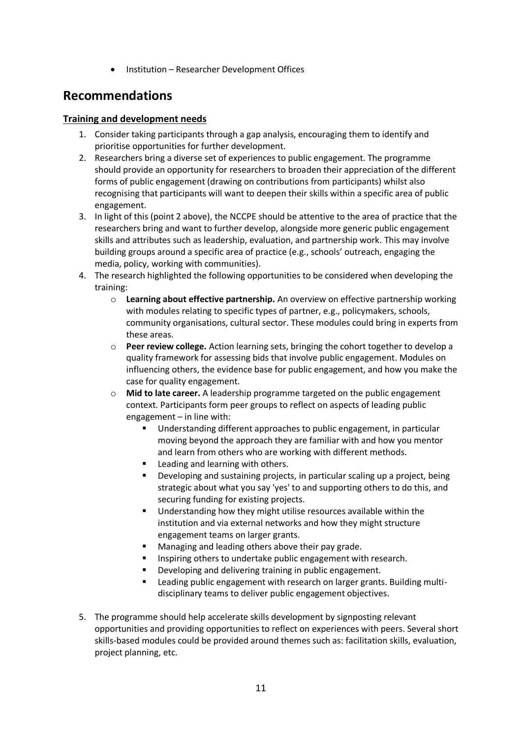- Institution – Researcher Development Offices

## Recommendations

### Training and development needs

1. Consider taking participants through a gap analysis, encouraging them to identify and prioritise opportunities for further development.
2. Researchers bring a diverse set of experiences to public engagement. The programme should provide an opportunity for researchers to broaden their appreciation of the different forms of public engagement (drawing on contributions from participants) whilst also recognising that participants will want to deepen their skills within a specific area of public engagement.
3. In light of this (point 2 above), the NCCPE should be attentive to the area of practice that the researchers bring and want to further develop, alongside more generic public engagement skills and attributes such as leadership, evaluation, and partnership work. This may involve building groups around a specific area of practice (e.g., schools' outreach, engaging the media, policy, working with communities).
4. The research highlighted the following opportunities to be considered when developing the training:
    - **Learning about effective partnership.** An overview on effective partnership working with modules relating to specific types of partner, e.g., policymakers, schools, community organisations, cultural sector. These modules could bring in experts from these areas.
    - **Peer review college.** Action learning sets, bringing the cohort together to develop a quality framework for assessing bids that involve public engagement. Modules on influencing others, the evidence base for public engagement, and how you make the case for quality engagement.
    - **Mid to late career.** A leadership programme targeted on the public engagement context. Participants form peer groups to reflect on aspects of leading public engagement – in line with:
        - Understanding different approaches to public engagement, in particular moving beyond the approach they are familiar with and how you mentor and learn from others who are working with different methods.
        - Leading and learning with others.
        - Developing and sustaining projects, in particular scaling up a project, being strategic about what you say 'yes' to and supporting others to do this, and securing funding for existing projects.
        - Understanding how they might utilise resources available within the institution and via external networks and how they might structure engagement teams on larger grants.
        - Managing and leading others above their pay grade.
        - Inspiring others to undertake public engagement with research.
        - Developing and delivering training in public engagement.
        - Leading public engagement with research on larger grants. Building multi-disciplinary teams to deliver public engagement objectives.
5. The programme should help accelerate skills development by signposting relevant opportunities and providing opportunities to reflect on experiences with peers. Several short skills-based modules could be provided around themes such as: facilitation skills, evaluation, project planning, etc.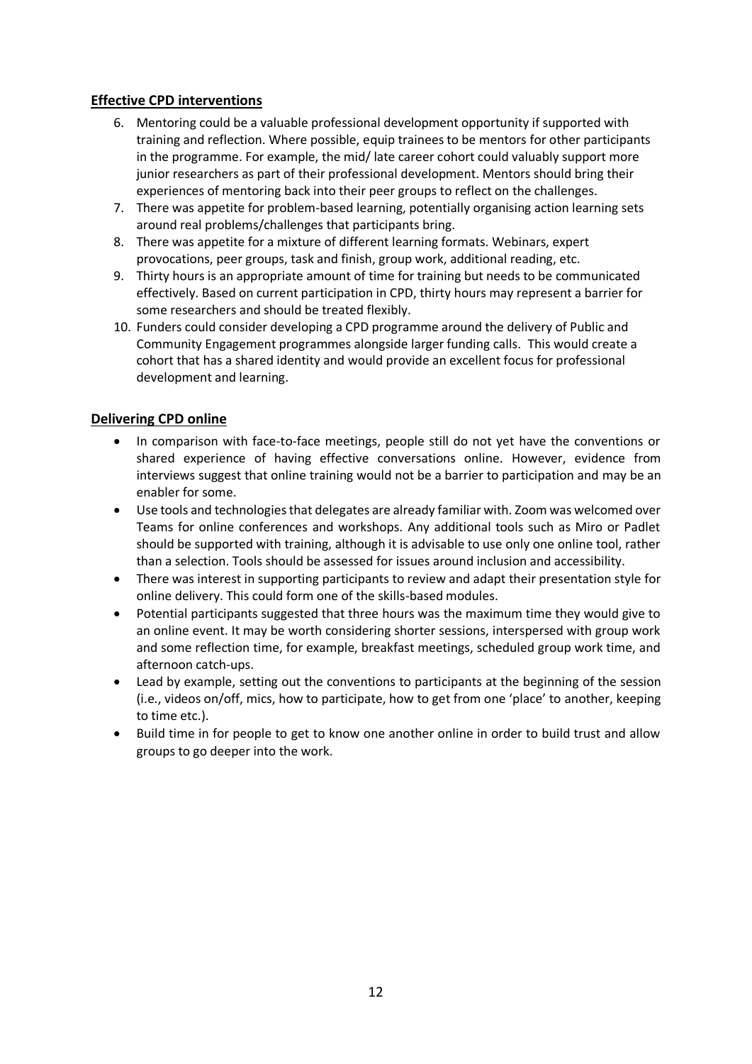## Effective CPD interventions

6. Mentoring could be a valuable professional development opportunity if supported with training and reflection. Where possible, equip trainees to be mentors for other participants in the programme. For example, the mid/ late career cohort could valuably support more junior researchers as part of their professional development. Mentors should bring their experiences of mentoring back into their peer groups to reflect on the challenges.
7. There was appetite for problem-based learning, potentially organising action learning sets around real problems/challenges that participants bring.
8. There was appetite for a mixture of different learning formats. Webinars, expert provocations, peer groups, task and finish, group work, additional reading, etc.
9. Thirty hours is an appropriate amount of time for training but needs to be communicated effectively. Based on current participation in CPD, thirty hours may represent a barrier for some researchers and should be treated flexibly.
10. Funders could consider developing a CPD programme around the delivery of Public and Community Engagement programmes alongside larger funding calls. This would create a cohort that has a shared identity and would provide an excellent focus for professional development and learning.

## Delivering CPD online

- In comparison with face-to-face meetings, people still do not yet have the conventions or shared experience of having effective conversations online. However, evidence from interviews suggest that online training would not be a barrier to participation and may be an enabler for some.
- Use tools and technologies that delegates are already familiar with. Zoom was welcomed over Teams for online conferences and workshops. Any additional tools such as Miro or Padlet should be supported with training, although it is advisable to use only one online tool, rather than a selection. Tools should be assessed for issues around inclusion and accessibility.
- There was interest in supporting participants to review and adapt their presentation style for online delivery. This could form one of the skills-based modules.
- Potential participants suggested that three hours was the maximum time they would give to an online event. It may be worth considering shorter sessions, interspersed with group work and some reflection time, for example, breakfast meetings, scheduled group work time, and afternoon catch-ups.
- Lead by example, setting out the conventions to participants at the beginning of the session (i.e., videos on/off, mics, how to participate, how to get from one 'place' to another, keeping to time etc.).
- Build time in for people to get to know one another online in order to build trust and allow groups to go deeper into the work.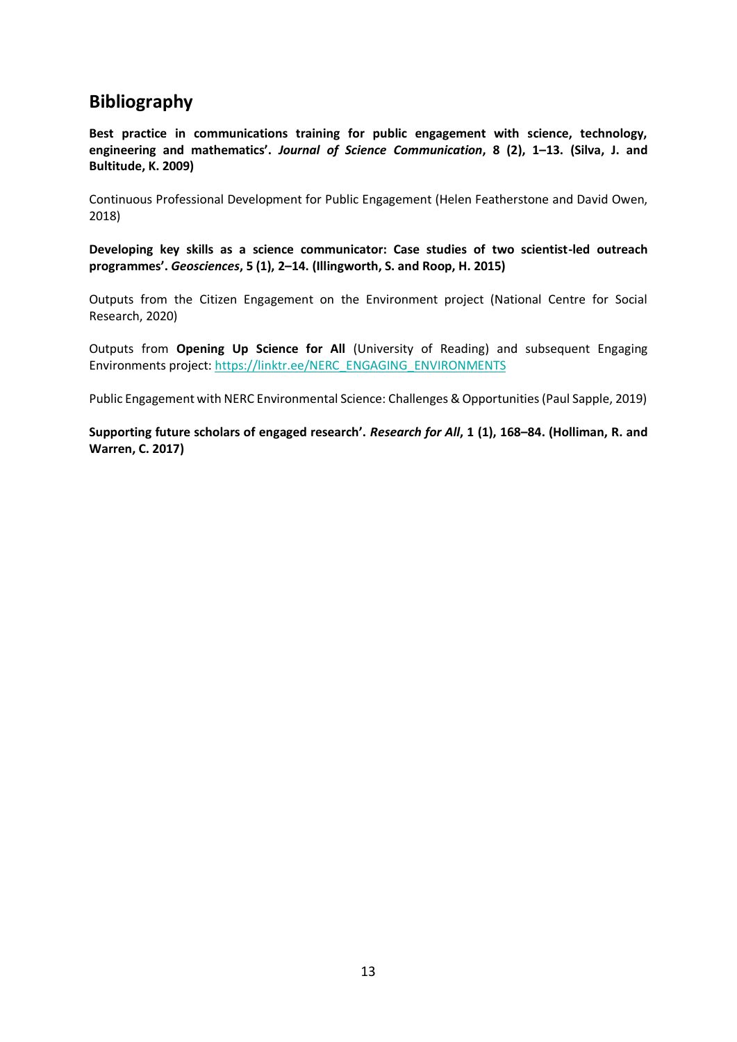## Bibliography

**Best practice in communications training for public engagement with science, technology, engineering and mathematics'. *Journal of Science Communication*, 8 (2), 1–13. (Silva, J. and Bultitude, K. 2009)**

Continuous Professional Development for Public Engagement (Helen Featherstone and David Owen, 2018)

**Developing key skills as a science communicator: Case studies of two scientist-led outreach programmes'. *Geosciences*, 5 (1), 2–14. (Illingworth, S. and Roop, H. 2015)**

Outputs from the Citizen Engagement on the Environment project (National Centre for Social Research, 2020)

Outputs from **Opening Up Science for All** (University of Reading) and subsequent Engaging Environments project: https://linktr.ee/NERC_ENGAGING_ENVIRONMENTS

Public Engagement with NERC Environmental Science: Challenges & Opportunities (Paul Sapple, 2019)

**Supporting future scholars of engaged research'. *Research for All*, 1 (1), 168–84. (Holliman, R. and Warren, C. 2017)**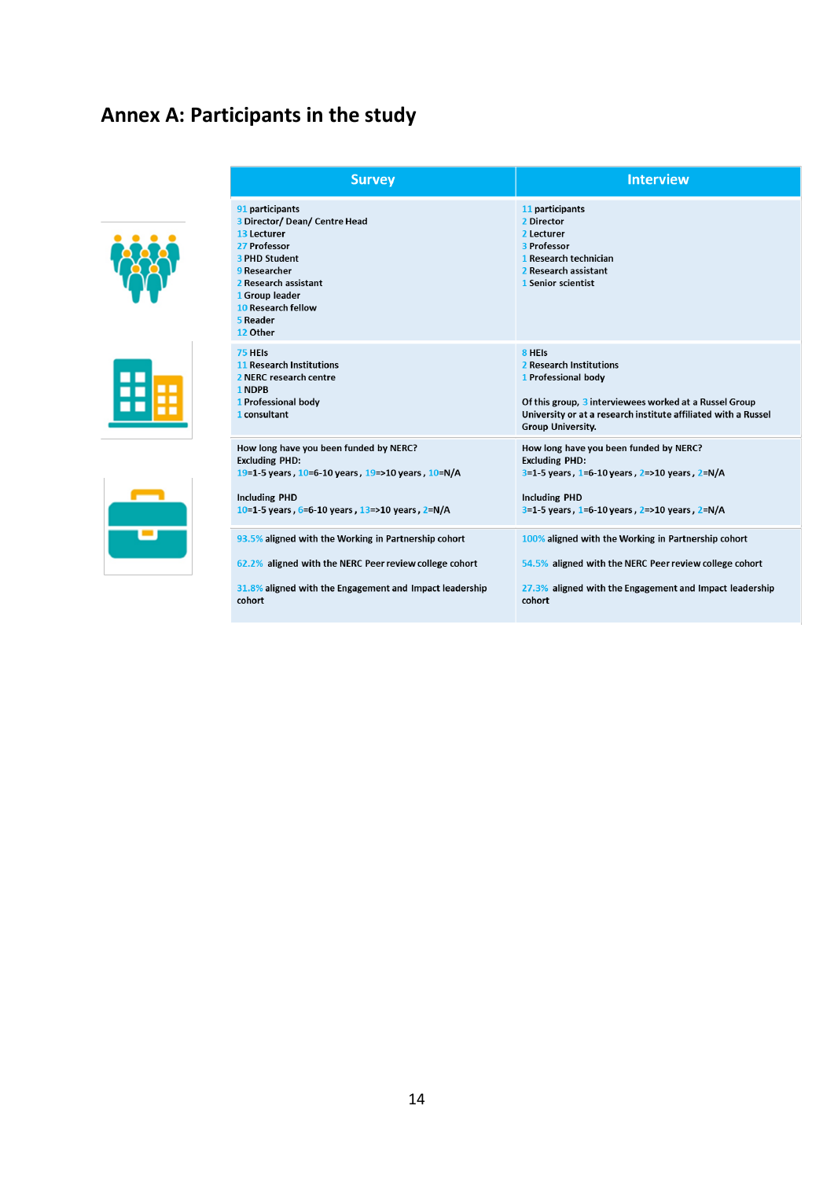## Annex A: Participants in the study

| Survey | Interview |
|---|---|
| 91 participants<br>3 Director/ Dean/ Centre Head<br>13 Lecturer<br>27 Professor<br>3 PHD Student<br>9 Researcher<br>2 Research assistant<br>1 Group leader<br>10 Research fellow<br>5 Reader<br>12 Other | 11 participants<br>2 Director<br>2 Lecturer<br>3 Professor<br>1 Research technician<br>2 Research assistant<br>1 Senior scientist |
| 75 HEIs<br>11 Research Institutions<br>2 NERC research centre<br>1 NDPB<br>1 Professional body<br>1 consultant | 8 HEIs<br>2 Research Institutions<br>1 Professional body<br><br>Of this group, 3 interviewees worked at a Russel Group University or at a research institute affiliated with a Russel Group University. |
| How long have you been funded by NERC?<br>Excluding PHD:<br>19=1-5 years, 10=6-10 years, 19=>10 years, 10=N/A<br><br>Including PHD<br>10=1-5 years, 6=6-10 years, 13=>10 years, 2=N/A | How long have you been funded by NERC?<br>Excluding PHD:<br>3=1-5 years, 1=6-10 years, 2=>10 years, 2=N/A<br><br>Including PHD<br>3=1-5 years, 1=6-10 years, 2=>10 years, 2=N/A |
| 93.5% aligned with the Working in Partnership cohort<br><br>62.2% aligned with the NERC Peer review college cohort<br><br>31.8% aligned with the Engagement and Impact leadership cohort | 100% aligned with the Working in Partnership cohort<br><br>54.5% aligned with the NERC Peer review college cohort<br><br>27.3% aligned with the Engagement and Impact leadership cohort |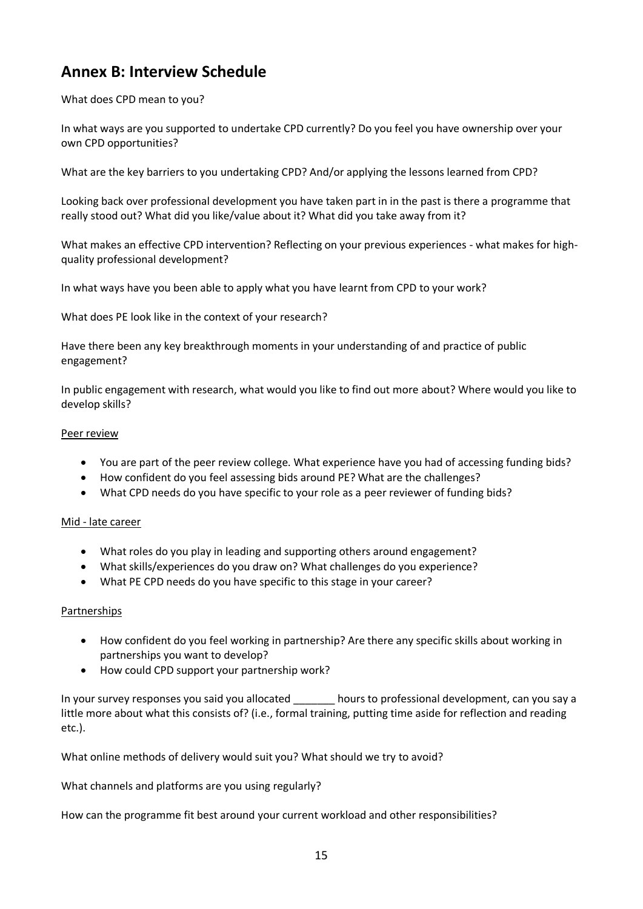## Annex B: Interview Schedule

What does CPD mean to you?

In what ways are you supported to undertake CPD currently? Do you feel you have ownership over your own CPD opportunities?

What are the key barriers to you undertaking CPD? And/or applying the lessons learned from CPD?

Looking back over professional development you have taken part in in the past is there a programme that really stood out? What did you like/value about it? What did you take away from it?

What makes an effective CPD intervention? Reflecting on your previous experiences - what makes for high-quality professional development?

In what ways have you been able to apply what you have learnt from CPD to your work?

What does PE look like in the context of your research?

Have there been any key breakthrough moments in your understanding of and practice of public engagement?

In public engagement with research, what would you like to find out more about? Where would you like to develop skills?

Peer review

- You are part of the peer review college. What experience have you had of accessing funding bids?
- How confident do you feel assessing bids around PE? What are the challenges?
- What CPD needs do you have specific to your role as a peer reviewer of funding bids?

Mid - late career

- What roles do you play in leading and supporting others around engagement?
- What skills/experiences do you draw on? What challenges do you experience?
- What PE CPD needs do you have specific to this stage in your career?

Partnerships

- How confident do you feel working in partnership? Are there any specific skills about working in partnerships you want to develop?
- How could CPD support your partnership work?

In your survey responses you said you allocated _______ hours to professional development, can you say a little more about what this consists of? (i.e., formal training, putting time aside for reflection and reading etc.).

What online methods of delivery would suit you? What should we try to avoid?

What channels and platforms are you using regularly?

How can the programme fit best around your current workload and other responsibilities?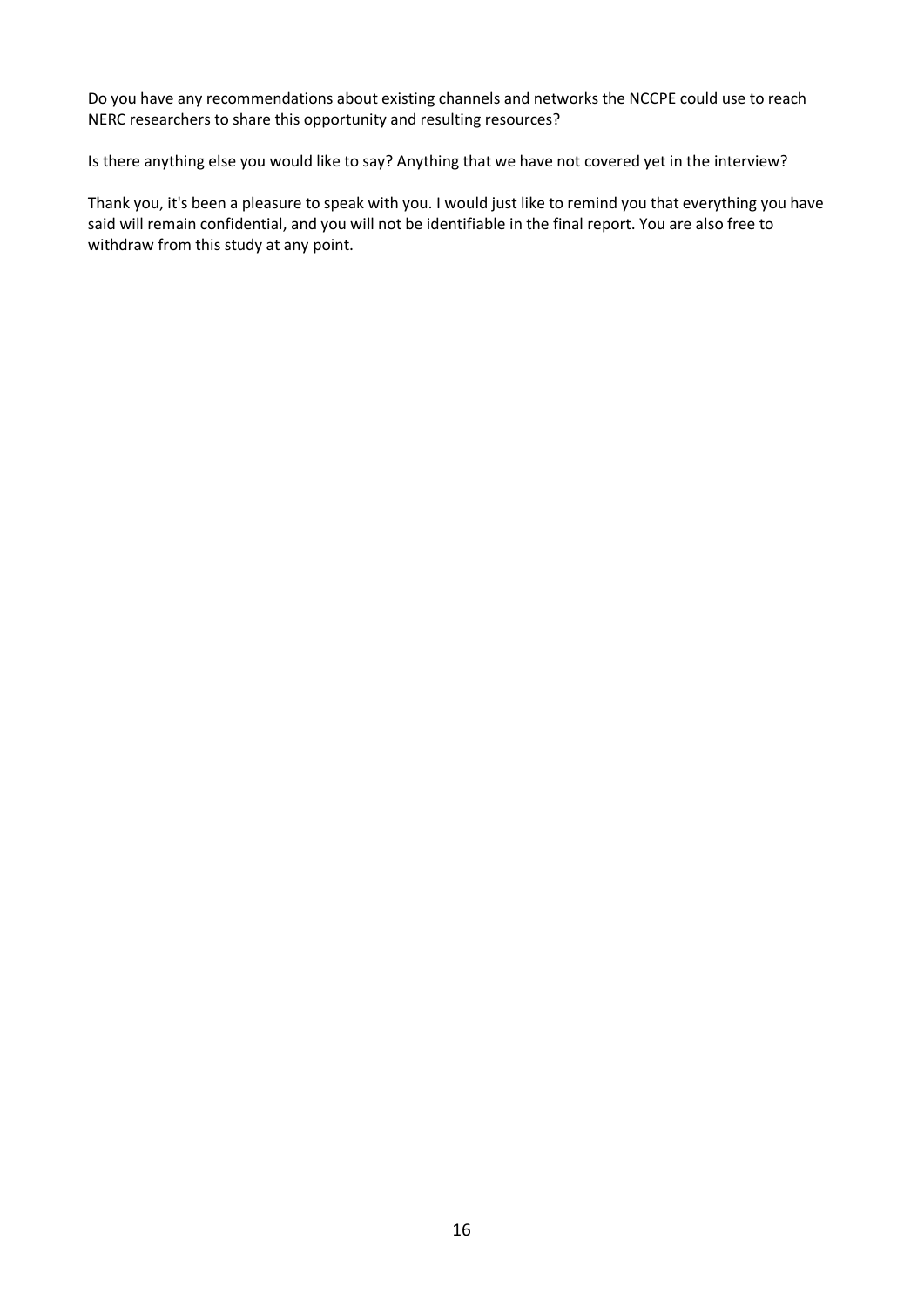Do you have any recommendations about existing channels and networks the NCCPE could use to reach NERC researchers to share this opportunity and resulting resources?

Is there anything else you would like to say? Anything that we have not covered yet in the interview?

Thank you, it's been a pleasure to speak with you. I would just like to remind you that everything you have said will remain confidential, and you will not be identifiable in the final report. You are also free to withdraw from this study at any point.